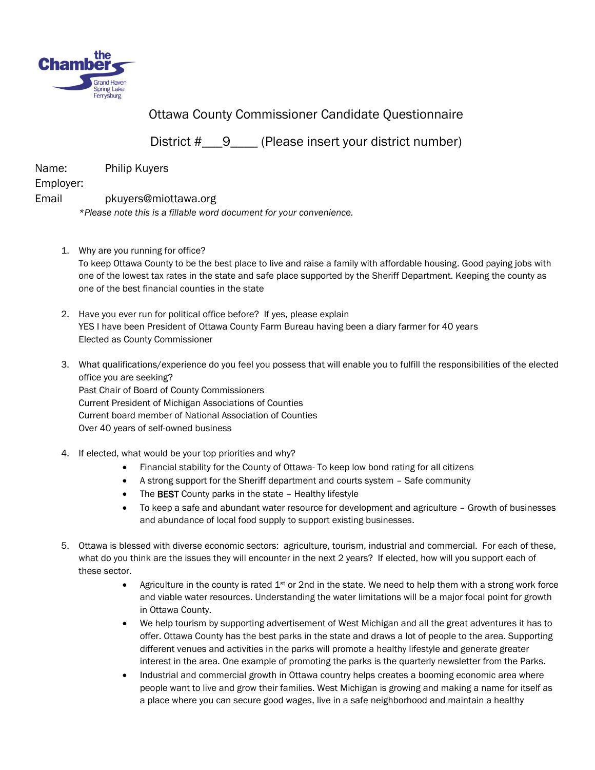Ottawa County Commissioner Candidate Questionnaire

District #\_\_\_9\_\_\_\_ (Please insert your district number)

Name: Philip Kuyers
Employer:
Email pkuyers@miottawa.org

*\*Please note this is a fillable word document for your convenience.*

1. Why are you running for office?
   To keep Ottawa County to be the best place to live and raise a family with affordable housing. Good paying jobs with one of the lowest tax rates in the state and safe place supported by the Sheriff Department. Keeping the county as one of the best financial counties in the state

2. Have you ever run for political office before? If yes, please explain
   YES I have been President of Ottawa County Farm Bureau having been a diary farmer for 40 years
   Elected as County Commissioner

3. What qualifications/experience do you feel you possess that will enable you to fulfill the responsibilities of the elected office you are seeking?
   Past Chair of Board of County Commissioners
   Current President of Michigan Associations of Counties
   Current board member of National Association of Counties
   Over 40 years of self-owned business

4. If elected, what would be your top priorities and why?
   - Financial stability for the County of Ottawa- To keep low bond rating for all citizens
   - A strong support for the Sheriff department and courts system – Safe community
   - The **BEST** County parks in the state – Healthy lifestyle
   - To keep a safe and abundant water resource for development and agriculture – Growth of businesses and abundance of local food supply to support existing businesses.

5. Ottawa is blessed with diverse economic sectors: agriculture, tourism, industrial and commercial. For each of these, what do you think are the issues they will encounter in the next 2 years? If elected, how will you support each of these sector.
   - Agriculture in the county is rated 1st or 2nd in the state. We need to help them with a strong work force and viable water resources. Understanding the water limitations will be a major focal point for growth in Ottawa County.
   - We help tourism by supporting advertisement of West Michigan and all the great adventures it has to offer. Ottawa County has the best parks in the state and draws a lot of people to the area. Supporting different venues and activities in the parks will promote a healthy lifestyle and generate greater interest in the area. One example of promoting the parks is the quarterly newsletter from the Parks.
   - Industrial and commercial growth in Ottawa country helps creates a booming economic area where people want to live and grow their families. West Michigan is growing and making a name for itself as a place where you can secure good wages, live in a safe neighborhood and maintain a healthy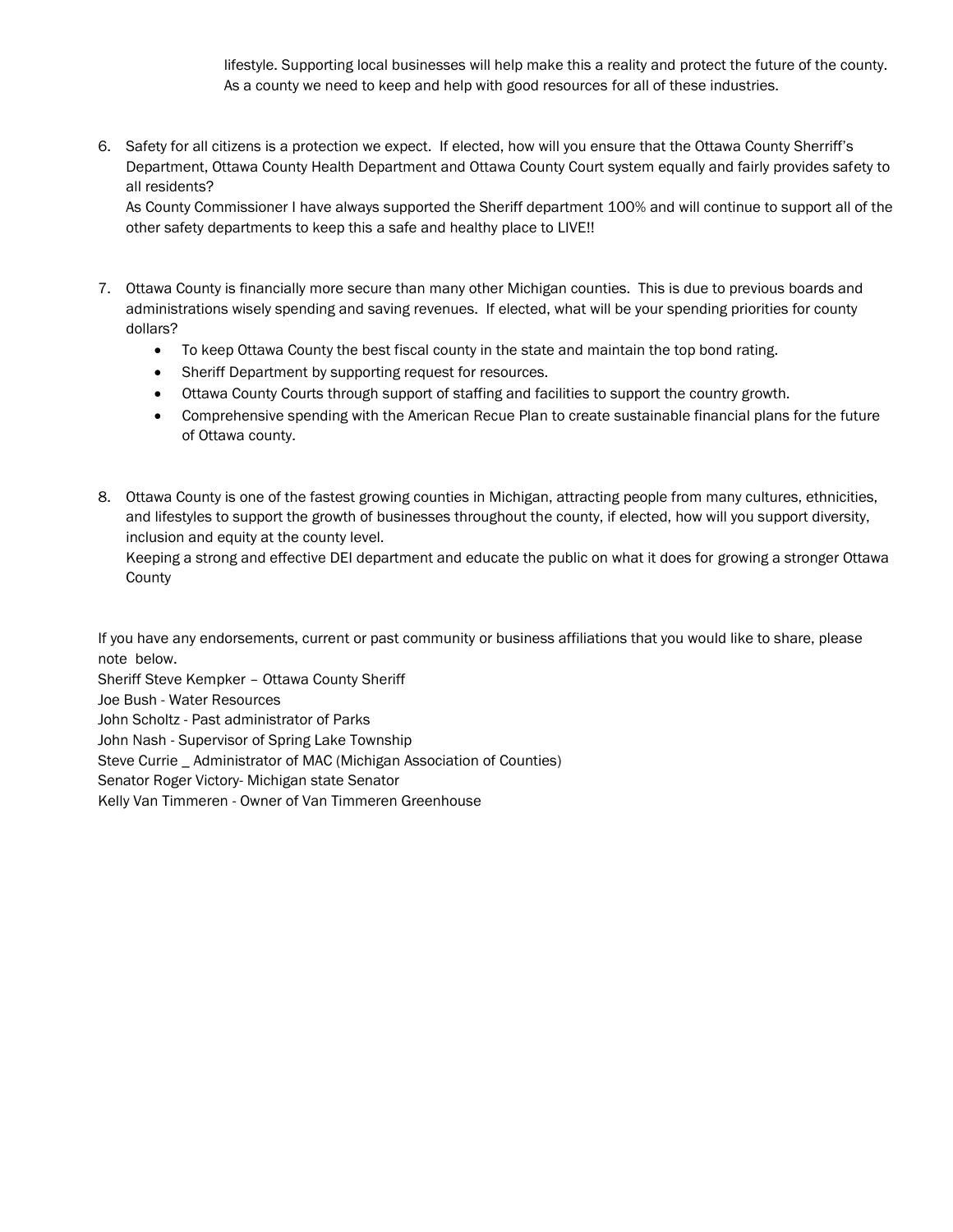lifestyle. Supporting local businesses will help make this a reality and protect the future of the county. As a county we need to keep and help with good resources for all of these industries.

6. Safety for all citizens is a protection we expect. If elected, how will you ensure that the Ottawa County Sherriff's Department, Ottawa County Health Department and Ottawa County Court system equally and fairly provides safety to all residents?
   As County Commissioner I have always supported the Sheriff department 100% and will continue to support all of the other safety departments to keep this a safe and healthy place to LIVE!!

7. Ottawa County is financially more secure than many other Michigan counties. This is due to previous boards and administrations wisely spending and saving revenues. If elected, what will be your spending priorities for county dollars?
   - To keep Ottawa County the best fiscal county in the state and maintain the top bond rating.
   - Sheriff Department by supporting request for resources.
   - Ottawa County Courts through support of staffing and facilities to support the country growth.
   - Comprehensive spending with the American Recue Plan to create sustainable financial plans for the future of Ottawa county.

8. Ottawa County is one of the fastest growing counties in Michigan, attracting people from many cultures, ethnicities, and lifestyles to support the growth of businesses throughout the county, if elected, how will you support diversity, inclusion and equity at the county level.
   Keeping a strong and effective DEI department and educate the public on what it does for growing a stronger Ottawa County

If you have any endorsements, current or past community or business affiliations that you would like to share, please note below.

Sheriff Steve Kempker – Ottawa County Sheriff
Joe Bush - Water Resources
John Scholtz - Past administrator of Parks
John Nash - Supervisor of Spring Lake Township
Steve Currie _ Administrator of MAC (Michigan Association of Counties)
Senator Roger Victory- Michigan state Senator
Kelly Van Timmeren - Owner of Van Timmeren Greenhouse